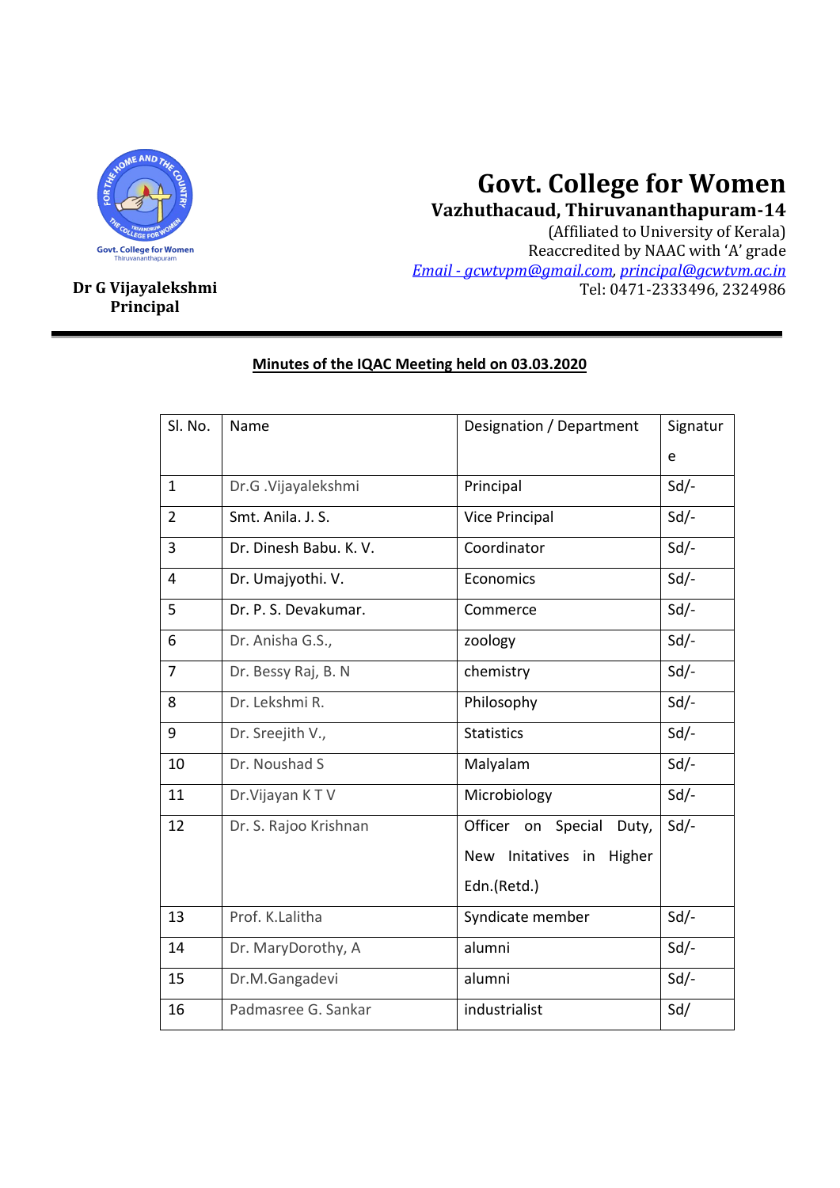# Govt. College for Women

## Vazhuthacaud, Thiruvananthapuram-14

(Affiliated to University of Kerala)
Reaccredited by NAAC with 'A' grade
Email - gcwtvpm@gmail.com, principal@gcwtvm.ac.in
Tel: 0471-2333496, 2324986

**Dr G Vijayalekshmi**
**Principal**

---

**Minutes of the IQAC Meeting held on 03.03.2020**

| Sl. No. | Name | Designation / Department | Signature |
|---|---|---|---|
| 1 | Dr.G .Vijayalekshmi | Principal | Sd/- |
| 2 | Smt. Anila. J. S. | Vice Principal | Sd/- |
| 3 | Dr. Dinesh Babu. K. V. | Coordinator | Sd/- |
| 4 | Dr. Umajyothi. V. | Economics | Sd/- |
| 5 | Dr. P. S. Devakumar. | Commerce | Sd/- |
| 6 | Dr. Anisha G.S., | zoology | Sd/- |
| 7 | Dr. Bessy Raj, B. N | chemistry | Sd/- |
| 8 | Dr. Lekshmi R. | Philosophy | Sd/- |
| 9 | Dr. Sreejith V., | Statistics | Sd/- |
| 10 | Dr. Noushad S | Malyalam | Sd/- |
| 11 | Dr.Vijayan K T V | Microbiology | Sd/- |
| 12 | Dr. S. Rajoo Krishnan | Officer on Special Duty, New Initatives in Higher Edn.(Retd.) | Sd/- |
| 13 | Prof. K.Lalitha | Syndicate member | Sd/- |
| 14 | Dr. MaryDorothy, A | alumni | Sd/- |
| 15 | Dr.M.Gangadevi | alumni | Sd/- |
| 16 | Padmasree G. Sankar | industrialist | Sd/ |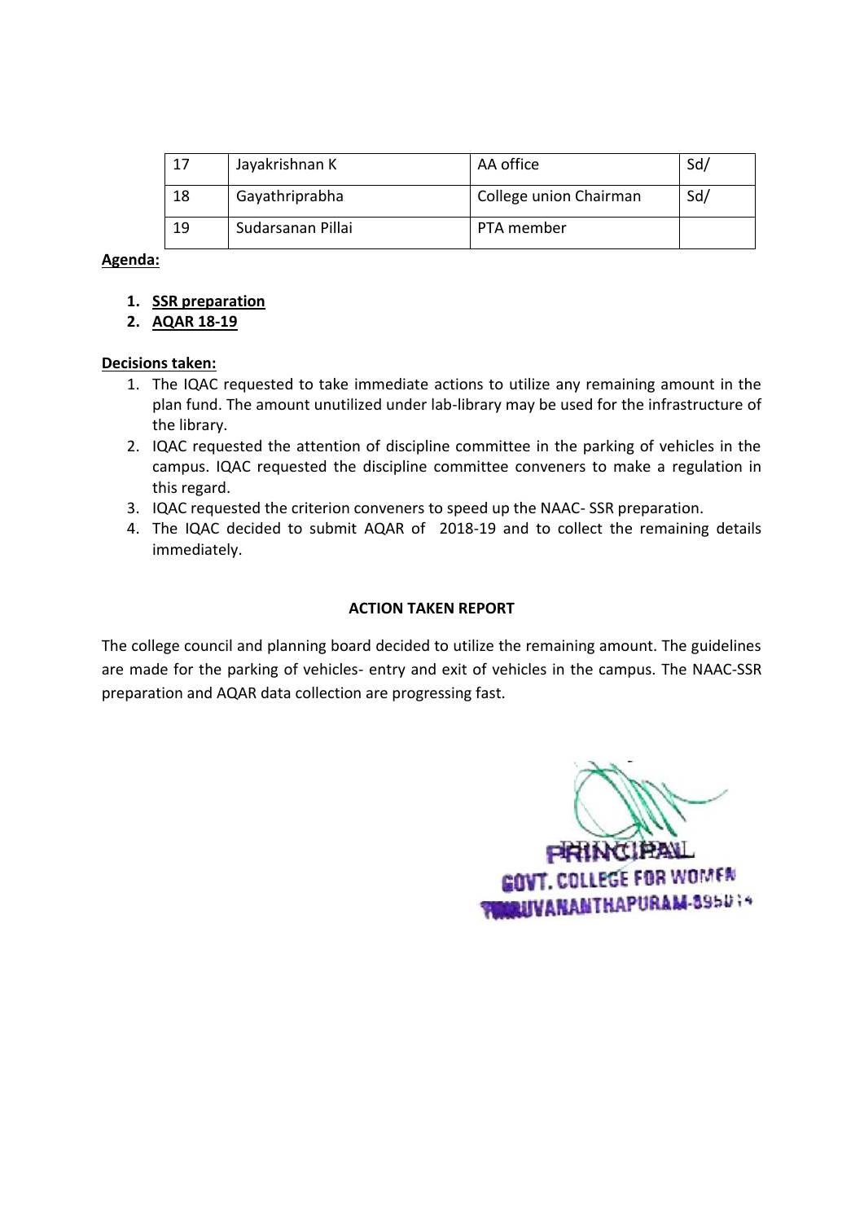| | | | |
|---|---|---|---|
| 17 | Jayakrishnan K | AA office | Sd/ |
| 18 | Gayathriprabha | College union Chairman | Sd/ |
| 19 | Sudarsanan Pillai | PTA member | |

**Agenda:**

1. **SSR preparation**
2. **AQAR 18-19**

**Decisions taken:**

1. The IQAC requested to take immediate actions to utilize any remaining amount in the plan fund. The amount unutilized under lab-library may be used for the infrastructure of the library.
2. IQAC requested the attention of discipline committee in the parking of vehicles in the campus. IQAC requested the discipline committee conveners to make a regulation in this regard.
3. IQAC requested the criterion conveners to speed up the NAAC- SSR preparation.
4. The IQAC decided to submit AQAR of 2018-19 and to collect the remaining details immediately.

**ACTION TAKEN REPORT**

The college council and planning board decided to utilize the remaining amount. The guidelines are made for the parking of vehicles- entry and exit of vehicles in the campus. The NAAC-SSR preparation and AQAR data collection are progressing fast.

PRINCIPAL
GOVT. COLLEGE FOR WOMEN
THIRUVANANTHAPURAM-695014